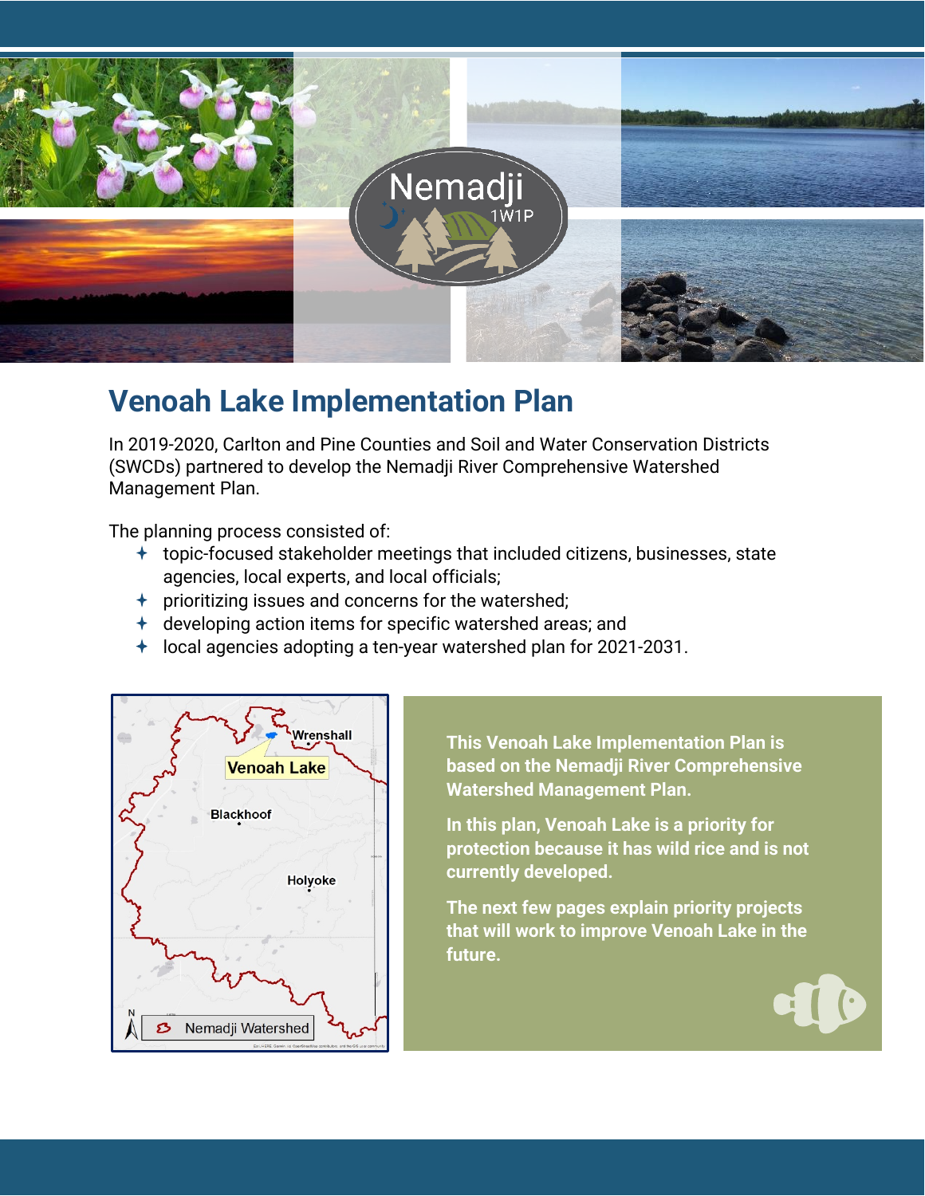# Venoah Lake Implementation Plan

In 2019-2020, Carlton and Pine Counties and Soil and Water Conservation Districts (SWCDs) partnered to develop the Nemadji River Comprehensive Watershed Management Plan.

The planning process consisted of:

- topic-focused stakeholder meetings that included citizens, businesses, state agencies, local experts, and local officials;
- prioritizing issues and concerns for the watershed;
- developing action items for specific watershed areas; and
- local agencies adopting a ten-year watershed plan for 2021-2031.

**This Venoah Lake Implementation Plan is based on the Nemadji River Comprehensive Watershed Management Plan.**

**In this plan, Venoah Lake is a priority for protection because it has wild rice and is not currently developed.**

**The next few pages explain priority projects that will work to improve Venoah Lake in the future.**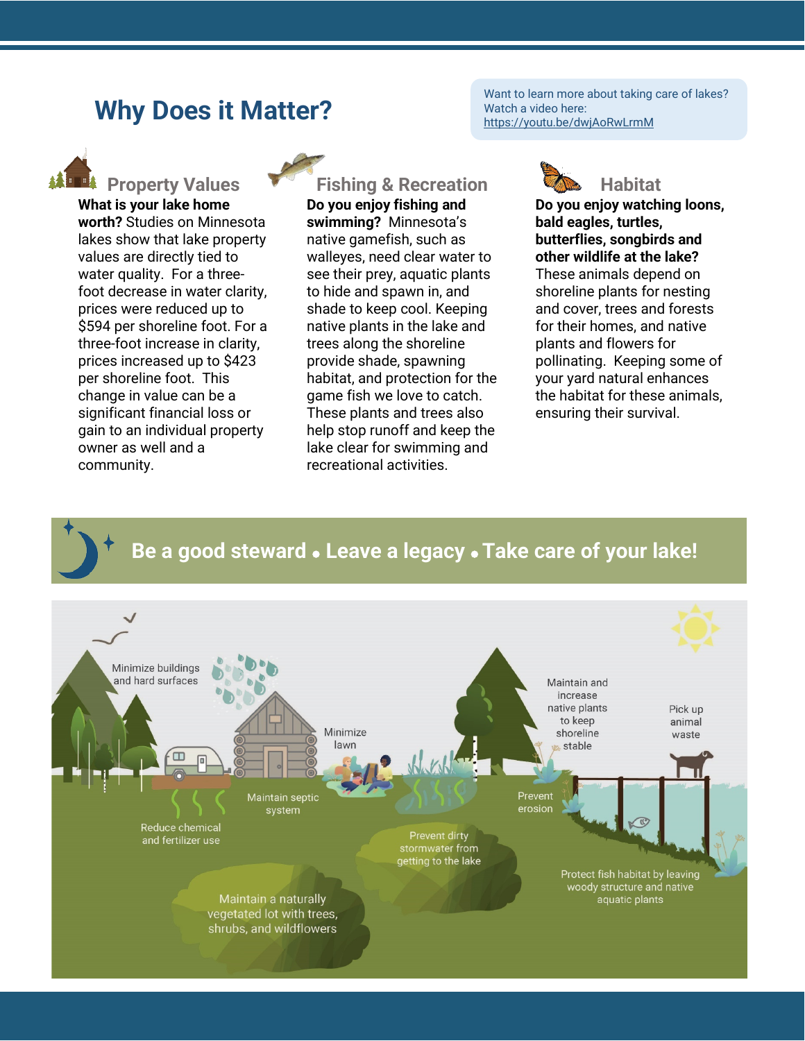# Why Does it Matter?

Want to learn more about taking care of lakes? Watch a video here: https://youtu.be/dwjAoRwLrmM

## Property Values

**What is your lake home worth?** Studies on Minnesota lakes show that lake property values are directly tied to water quality. For a three-foot decrease in water clarity, prices were reduced up to $594 per shoreline foot. For a three-foot increase in clarity, prices increased up to $423 per shoreline foot. This change in value can be a significant financial loss or gain to an individual property owner as well and a community.

## Fishing & Recreation

**Do you enjoy fishing and swimming?** Minnesota's native gamefish, such as walleyes, need clear water to see their prey, aquatic plants to hide and spawn in, and shade to keep cool. Keeping native plants in the lake and trees along the shoreline provide shade, spawning habitat, and protection for the game fish we love to catch. These plants and trees also help stop runoff and keep the lake clear for swimming and recreational activities.

## Habitat

**Do you enjoy watching loons, bald eagles, turtles, butterflies, songbirds and other wildlife at the lake?** These animals depend on shoreline plants for nesting and cover, trees and forests for their homes, and native plants and flowers for pollinating. Keeping some of your yard natural enhances the habitat for these animals, ensuring their survival.

## Be a good steward • Leave a legacy • Take care of your lake!

- Minimize buildings and hard surfaces
- Minimize lawn
- Maintain and increase native plants to keep shoreline stable
- Pick up animal waste
- Maintain septic system
- Reduce chemical and fertilizer use
- Prevent erosion
- Prevent dirty stormwater from getting to the lake
- Protect fish habitat by leaving woody structure and native aquatic plants
- Maintain a naturally vegetated lot with trees, shrubs, and wildflowers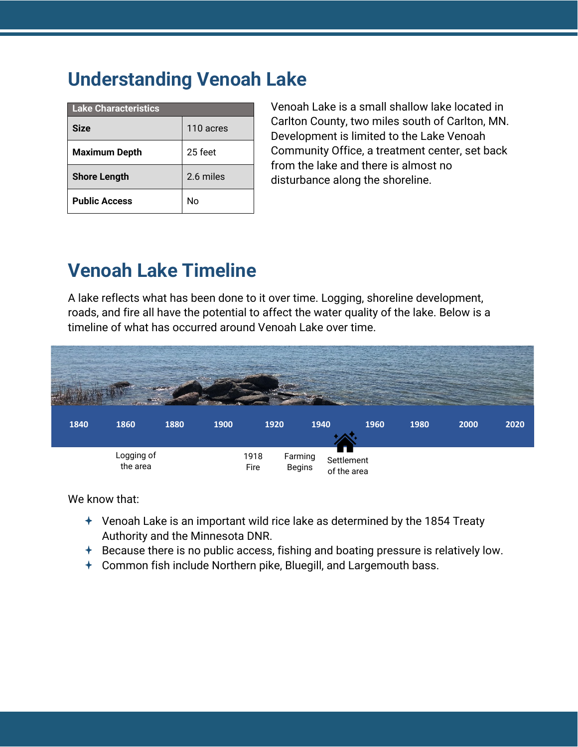## Understanding Venoah Lake

| Lake Characteristics | |
|---|---|
| **Size** | 110 acres |
| **Maximum Depth** | 25 feet |
| **Shore Length** | 2.6 miles |
| **Public Access** | No |

Venoah Lake is a small shallow lake located in Carlton County, two miles south of Carlton, MN. Development is limited to the Lake Venoah Community Office, a treatment center, set back from the lake and there is almost no disturbance along the shoreline.

## Venoah Lake Timeline

A lake reflects what has been done to it over time. Logging, shoreline development, roads, and fire all have the potential to affect the water quality of the lake. Below is a timeline of what has occurred around Venoah Lake over time.

1840 1860 1880 1900 1920 1940 1960 1980 2000 2020

Logging of the area

1918 Fire

Farming Begins

Settlement of the area

We know that:

- Venoah Lake is an important wild rice lake as determined by the 1854 Treaty Authority and the Minnesota DNR.
- Because there is no public access, fishing and boating pressure is relatively low.
- Common fish include Northern pike, Bluegill, and Largemouth bass.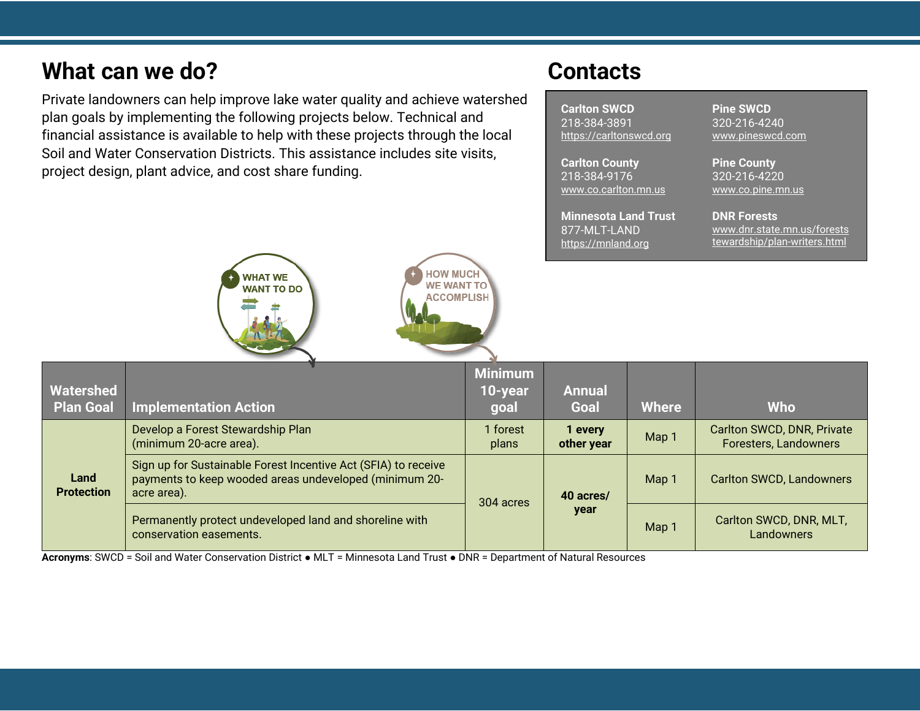## What can we do?

Private landowners can help improve lake water quality and achieve watershed plan goals by implementing the following projects below. Technical and financial assistance is available to help with these projects through the local Soil and Water Conservation Districts. This assistance includes site visits, project design, plant advice, and cost share funding.

## Contacts

| | |
|---|---|
| **Carlton SWCD**<br>218-384-3891<br>https://carltonswcd.org | **Pine SWCD**<br>320-216-4240<br>www.pineswcd.com |
| **Carlton County**<br>218-384-9176<br>www.co.carlton.mn.us | **Pine County**<br>320-216-4220<br>www.co.pine.mn.us |
| **Minnesota Land Trust**<br>877-MLT-LAND<br>https://mnland.org | **DNR Forests**<br>www.dnr.state.mn.us/forestst ewardship/plan-writers.html |

WHAT WE WANT TO DO

HOW MUCH WE WANT TO ACCOMPLISH

| Watershed Plan Goal | Implementation Action | Minimum 10-year goal | Annual Goal | Where | Who |
|---|---|---|---|---|---|
| **Land Protection** | Develop a Forest Stewardship Plan (minimum 20-acre area). | 1 forest plans | **1 every other year** | Map 1 | Carlton SWCD, DNR, Private Foresters, Landowners |
| | Sign up for Sustainable Forest Incentive Act (SFIA) to receive payments to keep wooded areas undeveloped (minimum 20-acre area). | 304 acres | **40 acres/ year** | Map 1 | Carlton SWCD, Landowners |
| | Permanently protect undeveloped land and shoreline with conservation easements. | | | Map 1 | Carlton SWCD, DNR, MLT, Landowners |

**Acronyms**: SWCD = Soil and Water Conservation District ● MLT = Minnesota Land Trust ● DNR = Department of Natural Resources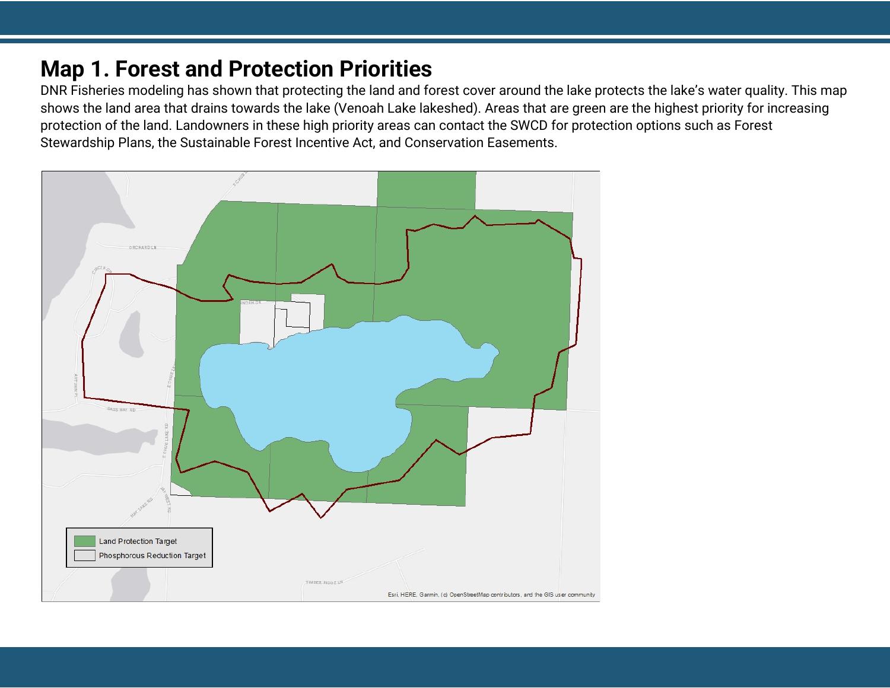# Map 1. Forest and Protection Priorities

DNR Fisheries modeling has shown that protecting the land and forest cover around the lake protects the lake's water quality. This map shows the land area that drains towards the lake (Venoah Lake lakeshed). Areas that are green are the highest priority for increasing protection of the land. Landowners in these high priority areas can contact the SWCD for protection options such as Forest Stewardship Plans, the Sustainable Forest Incentive Act, and Conservation Easements.

Land Protection Target

Phosphorous Reduction Target

Esri, HERE, Garmin, (c) OpenStreetMap contributors, and the GIS user community